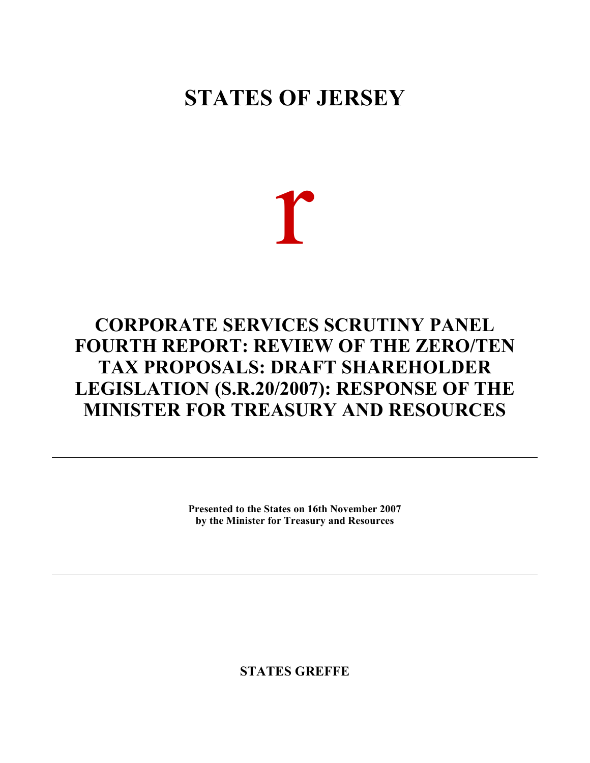# STATES OF JERSEY

r

# CORPORATE SERVICES SCRUTINY PANEL FOURTH REPORT: REVIEW OF THE ZERO/TEN TAX PROPOSALS: DRAFT SHAREHOLDER LEGISLATION (S.R.20/2007): RESPONSE OF THE MINISTER FOR TREASURY AND RESOURCES

---

**Presented to the States on 16th November 2007**
**by the Minister for Treasury and Resources**

---

**STATES GREFFE**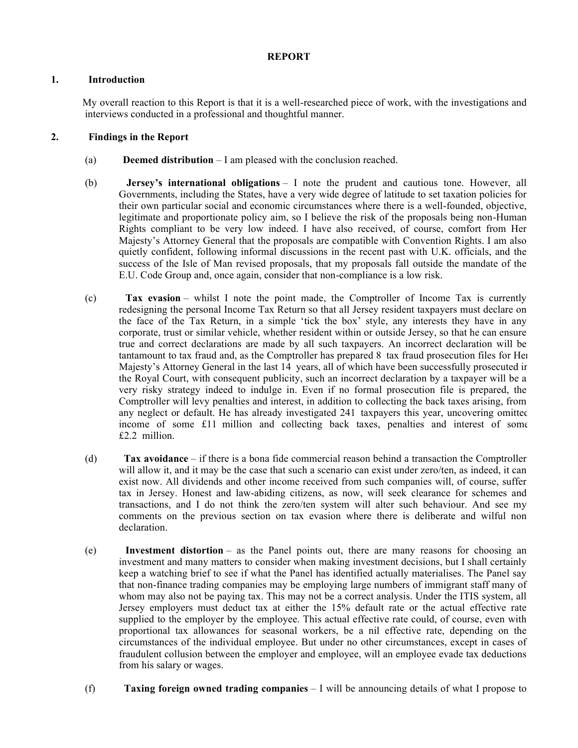# REPORT

## 1. Introduction

My overall reaction to this Report is that it is a well-researched piece of work, with the investigations and interviews conducted in a professional and thoughtful manner.

## 2. Findings in the Report

(a) **Deemed distribution** – I am pleased with the conclusion reached.

(b) **Jersey's international obligations** – I note the prudent and cautious tone. However, all Governments, including the States, have a very wide degree of latitude to set taxation policies for their own particular social and economic circumstances where there is a well-founded, objective, legitimate and proportionate policy aim, so I believe the risk of the proposals being non-Human Rights compliant to be very low indeed. I have also received, of course, comfort from Her Majesty's Attorney General that the proposals are compatible with Convention Rights. I am also quietly confident, following informal discussions in the recent past with U.K. officials, and the success of the Isle of Man revised proposals, that my proposals fall outside the mandate of the E.U. Code Group and, once again, consider that non-compliance is a low risk.

(c) **Tax evasion** – whilst I note the point made, the Comptroller of Income Tax is currently redesigning the personal Income Tax Return so that all Jersey resident taxpayers must declare on the face of the Tax Return, in a simple 'tick the box' style, any interests they have in any corporate, trust or similar vehicle, whether resident within or outside Jersey, so that he can ensure true and correct declarations are made by all such taxpayers. An incorrect declaration will be tantamount to tax fraud and, as the Comptroller has prepared 8 tax fraud prosecution files for Her Majesty's Attorney General in the last 14 years, all of which have been successfully prosecuted in the Royal Court, with consequent publicity, such an incorrect declaration by a taxpayer will be a very risky strategy indeed to indulge in. Even if no formal prosecution file is prepared, the Comptroller will levy penalties and interest, in addition to collecting the back taxes arising, from any neglect or default. He has already investigated 241 taxpayers this year, uncovering omitted income of some £11 million and collecting back taxes, penalties and interest of some £2.2 million.

(d) **Tax avoidance** – if there is a bona fide commercial reason behind a transaction the Comptroller will allow it, and it may be the case that such a scenario can exist under zero/ten, as indeed, it can exist now. All dividends and other income received from such companies will, of course, suffer tax in Jersey. Honest and law-abiding citizens, as now, will seek clearance for schemes and transactions, and I do not think the zero/ten system will alter such behaviour. And see my comments on the previous section on tax evasion where there is deliberate and wilful non declaration.

(e) **Investment distortion** – as the Panel points out, there are many reasons for choosing an investment and many matters to consider when making investment decisions, but I shall certainly keep a watching brief to see if what the Panel has identified actually materialises. The Panel say that non-finance trading companies may be employing large numbers of immigrant staff many of whom may also not be paying tax. This may not be a correct analysis. Under the ITIS system, all Jersey employers must deduct tax at either the 15% default rate or the actual effective rate supplied to the employer by the employee. This actual effective rate could, of course, even with proportional tax allowances for seasonal workers, be a nil effective rate, depending on the circumstances of the individual employee. But under no other circumstances, except in cases of fraudulent collusion between the employer and employee, will an employee evade tax deductions from his salary or wages.

(f) **Taxing foreign owned trading companies** – I will be announcing details of what I propose to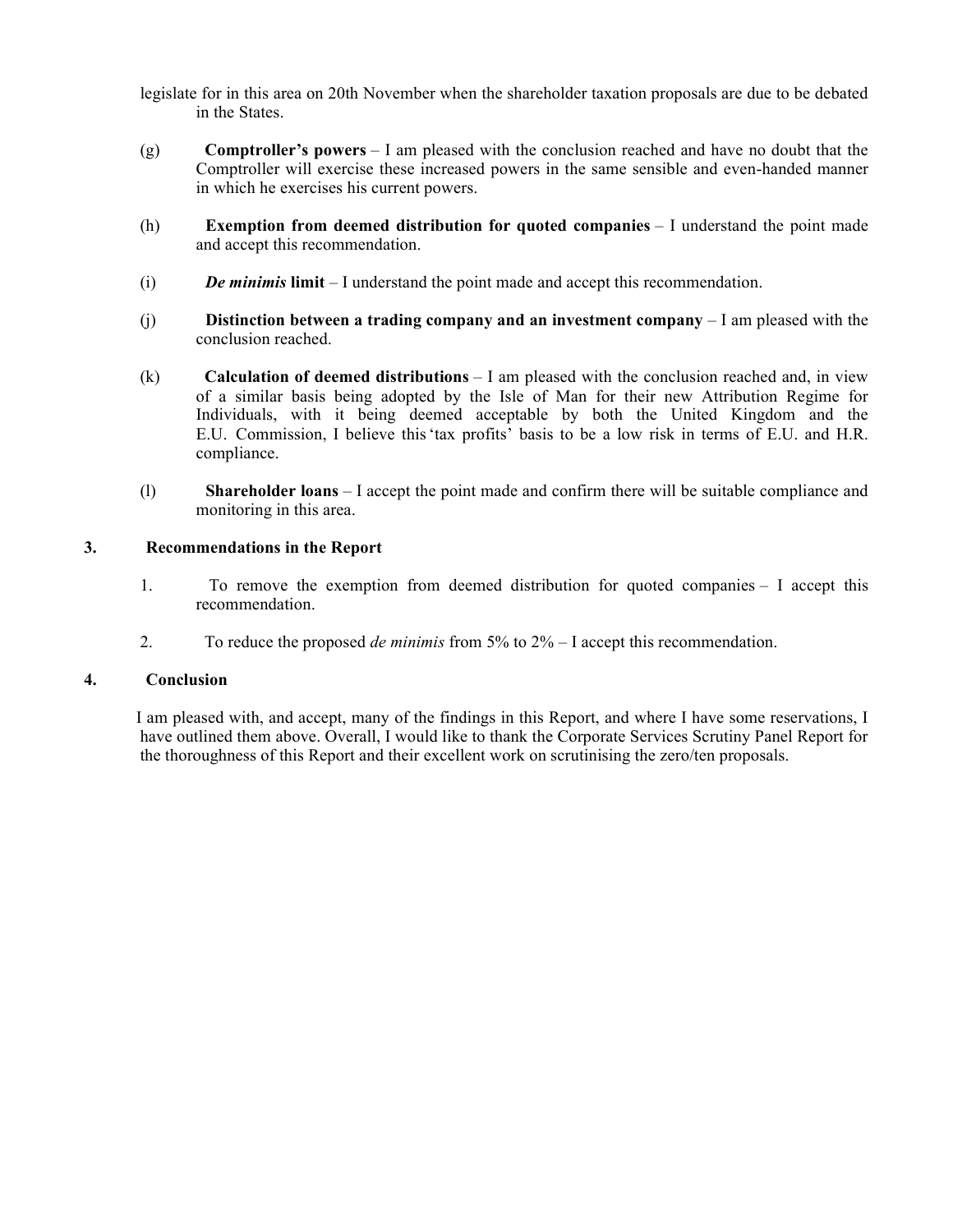legislate for in this area on 20th November when the shareholder taxation proposals are due to be debated in the States.

(g) **Comptroller's powers** – I am pleased with the conclusion reached and have no doubt that the Comptroller will exercise these increased powers in the same sensible and even-handed manner in which he exercises his current powers.

(h) **Exemption from deemed distribution for quoted companies** – I understand the point made and accept this recommendation.

(i) ***De minimis* limit** – I understand the point made and accept this recommendation.

(j) **Distinction between a trading company and an investment company** – I am pleased with the conclusion reached.

(k) **Calculation of deemed distributions** – I am pleased with the conclusion reached and, in view of a similar basis being adopted by the Isle of Man for their new Attribution Regime for Individuals, with it being deemed acceptable by both the United Kingdom and the E.U. Commission, I believe this 'tax profits' basis to be a low risk in terms of E.U. and H.R. compliance.

(l) **Shareholder loans** – I accept the point made and confirm there will be suitable compliance and monitoring in this area.

## 3. Recommendations in the Report

1. To remove the exemption from deemed distribution for quoted companies – I accept this recommendation.

2. To reduce the proposed *de minimis* from 5% to 2% – I accept this recommendation.

## 4. Conclusion

I am pleased with, and accept, many of the findings in this Report, and where I have some reservations, I have outlined them above. Overall, I would like to thank the Corporate Services Scrutiny Panel Report for the thoroughness of this Report and their excellent work on scrutinising the zero/ten proposals.